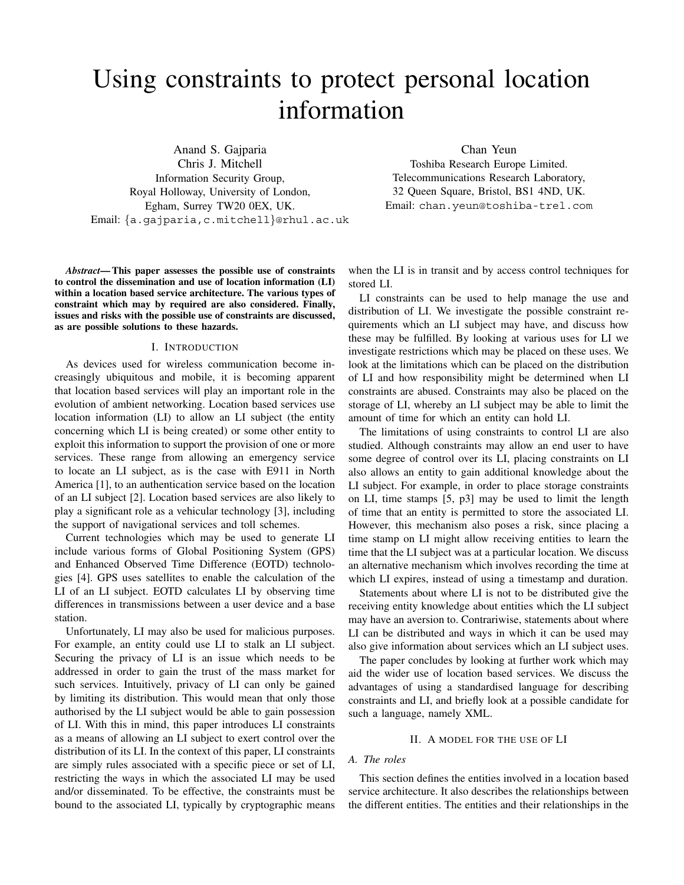# Using constraints to protect personal location information

Anand S. Gajparia
Chris J. Mitchell
Information Security Group,
Royal Holloway, University of London,
Egham, Surrey TW20 0EX, UK.
Email: {a.gajparia,c.mitchell}@rhul.ac.uk

Chan Yeun
Toshiba Research Europe Limited.
Telecommunications Research Laboratory,
32 Queen Square, Bristol, BS1 4ND, UK.
Email: chan.yeun@toshiba-trel.com

***Abstract*— This paper assesses the possible use of constraints to control the dissemination and use of location information (LI) within a location based service architecture. The various types of constraint which may by required are also considered. Finally, issues and risks with the possible use of constraints are discussed, as are possible solutions to these hazards.**

## I. Introduction

As devices used for wireless communication become increasingly ubiquitous and mobile, it is becoming apparent that location based services will play an important role in the evolution of ambient networking. Location based services use location information (LI) to allow an LI subject (the entity concerning which LI is being created) or some other entity to exploit this information to support the provision of one or more services. These range from allowing an emergency service to locate an LI subject, as is the case with E911 in North America [1], to an authentication service based on the location of an LI subject [2]. Location based services are also likely to play a significant role as a vehicular technology [3], including the support of navigational services and toll schemes.

Current technologies which may be used to generate LI include various forms of Global Positioning System (GPS) and Enhanced Observed Time Difference (EOTD) technologies [4]. GPS uses satellites to enable the calculation of the LI of an LI subject. EOTD calculates LI by observing time differences in transmissions between a user device and a base station.

Unfortunately, LI may also be used for malicious purposes. For example, an entity could use LI to stalk an LI subject. Securing the privacy of LI is an issue which needs to be addressed in order to gain the trust of the mass market for such services. Intuitively, privacy of LI can only be gained by limiting its distribution. This would mean that only those authorised by the LI subject would be able to gain possession of LI. With this in mind, this paper introduces LI constraints as a means of allowing an LI subject to exert control over the distribution of its LI. In the context of this paper, LI constraints are simply rules associated with a specific piece or set of LI, restricting the ways in which the associated LI may be used and/or disseminated. To be effective, the constraints must be bound to the associated LI, typically by cryptographic means when the LI is in transit and by access control techniques for stored LI.

LI constraints can be used to help manage the use and distribution of LI. We investigate the possible constraint requirements which an LI subject may have, and discuss how these may be fulfilled. By looking at various uses for LI we investigate restrictions which may be placed on these uses. We look at the limitations which can be placed on the distribution of LI and how responsibility might be determined when LI constraints are abused. Constraints may also be placed on the storage of LI, whereby an LI subject may be able to limit the amount of time for which an entity can hold LI.

The limitations of using constraints to control LI are also studied. Although constraints may allow an end user to have some degree of control over its LI, placing constraints on LI also allows an entity to gain additional knowledge about the LI subject. For example, in order to place storage constraints on LI, time stamps [5, p3] may be used to limit the length of time that an entity is permitted to store the associated LI. However, this mechanism also poses a risk, since placing a time stamp on LI might allow receiving entities to learn the time that the LI subject was at a particular location. We discuss an alternative mechanism which involves recording the time at which LI expires, instead of using a timestamp and duration.

Statements about where LI is not to be distributed give the receiving entity knowledge about entities which the LI subject may have an aversion to. Contrariwise, statements about where LI can be distributed and ways in which it can be used may also give information about services which an LI subject uses.

The paper concludes by looking at further work which may aid the wider use of location based services. We discuss the advantages of using a standardised language for describing constraints and LI, and briefly look at a possible candidate for such a language, namely XML.

## II. A model for the use of LI

### A. The roles

This section defines the entities involved in a location based service architecture. It also describes the relationships between the different entities. The entities and their relationships in the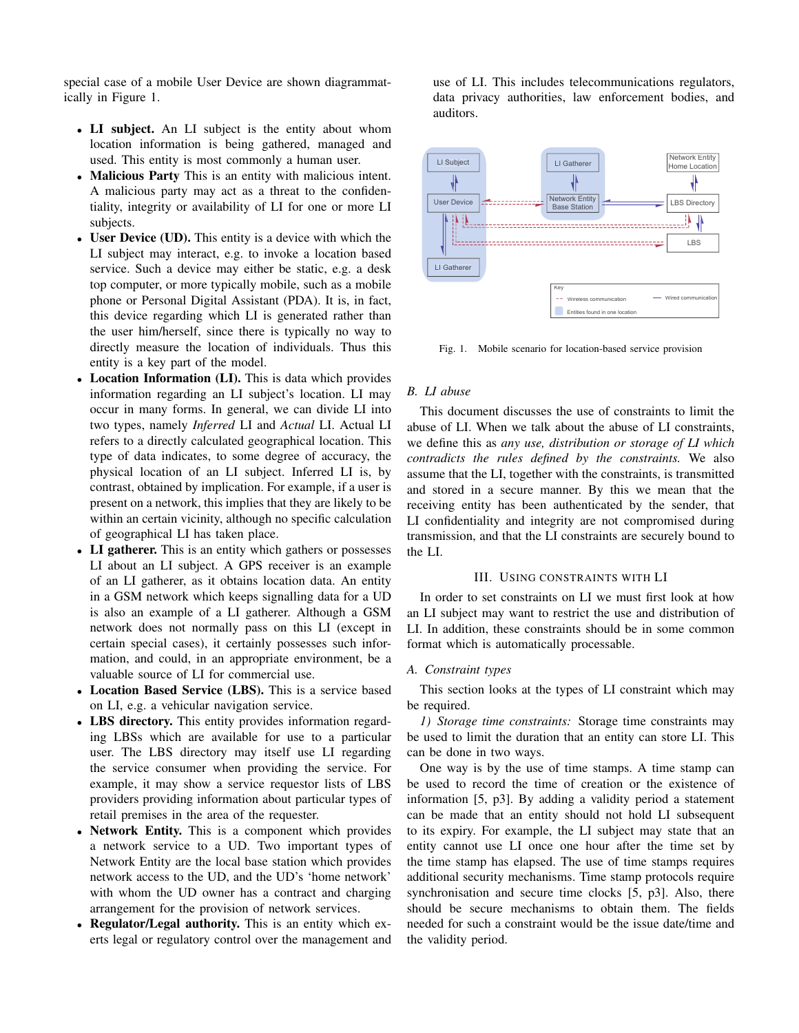special case of a mobile User Device are shown diagrammatically in Figure 1.

- **LI subject.** An LI subject is the entity about whom location information is being gathered, managed and used. This entity is most commonly a human user.
- **Malicious Party** This is an entity with malicious intent. A malicious party may act as a threat to the confidentiality, integrity or availability of LI for one or more LI subjects.
- **User Device (UD).** This entity is a device with which the LI subject may interact, e.g. to invoke a location based service. Such a device may either be static, e.g. a desk top computer, or more typically mobile, such as a mobile phone or Personal Digital Assistant (PDA). It is, in fact, this device regarding which LI is generated rather than the user him/herself, since there is typically no way to directly measure the location of individuals. Thus this entity is a key part of the model.
- **Location Information (LI).** This is data which provides information regarding an LI subject's location. LI may occur in many forms. In general, we can divide LI into two types, namely *Inferred* LI and *Actual* LI. Actual LI refers to a directly calculated geographical location. This type of data indicates, to some degree of accuracy, the physical location of an LI subject. Inferred LI is, by contrast, obtained by implication. For example, if a user is present on a network, this implies that they are likely to be within an certain vicinity, although no specific calculation of geographical LI has taken place.
- **LI gatherer.** This is an entity which gathers or possesses LI about an LI subject. A GPS receiver is an example of an LI gatherer, as it obtains location data. An entity in a GSM network which keeps signalling data for a UD is also an example of a LI gatherer. Although a GSM network does not normally pass on this LI (except in certain special cases), it certainly possesses such information, and could, in an appropriate environment, be a valuable source of LI for commercial use.
- **Location Based Service (LBS).** This is a service based on LI, e.g. a vehicular navigation service.
- **LBS directory.** This entity provides information regarding LBSs which are available for use to a particular user. The LBS directory may itself use LI regarding the service consumer when providing the service. For example, it may show a service requestor lists of LBS providers providing information about particular types of retail premises in the area of the requester.
- **Network Entity.** This is a component which provides a network service to a UD. Two important types of Network Entity are the local base station which provides network access to the UD, and the UD's 'home network' with whom the UD owner has a contract and charging arrangement for the provision of network services.
- **Regulator/Legal authority.** This is an entity which exerts legal or regulatory control over the management and use of LI. This includes telecommunications regulators, data privacy authorities, law enforcement bodies, and auditors.

LI Subject
User Device
LI Gatherer
LI Gatherer
Network Entity Base Station
Network Entity Home Location
LBS Directory
LBS
Key
Wireless communication
Wired communication
Entities found in one location

Fig. 1. Mobile scenario for location-based service provision

### B. LI abuse

This document discusses the use of constraints to limit the abuse of LI. When we talk about the abuse of LI constraints, we define this as *any use, distribution or storage of LI which contradicts the rules defined by the constraints.* We also assume that the LI, together with the constraints, is transmitted and stored in a secure manner. By this we mean that the receiving entity has been authenticated by the sender, that LI confidentiality and integrity are not compromised during transmission, and that the LI constraints are securely bound to the LI.

## III. Using Constraints with LI

In order to set constraints on LI we must first look at how an LI subject may want to restrict the use and distribution of LI. In addition, these constraints should be in some common format which is automatically processable.

### A. Constraint types

This section looks at the types of LI constraint which may be required.

*1) Storage time constraints:* Storage time constraints may be used to limit the duration that an entity can store LI. This can be done in two ways.

One way is by the use of time stamps. A time stamp can be used to record the time of creation or the existence of information [5, p3]. By adding a validity period a statement can be made that an entity should not hold LI subsequent to its expiry. For example, the LI subject may state that an entity cannot use LI once one hour after the time set by the time stamp has elapsed. The use of time stamps requires additional security mechanisms. Time stamp protocols require synchronisation and secure time clocks [5, p3]. Also, there should be secure mechanisms to obtain them. The fields needed for such a constraint would be the issue date/time and the validity period.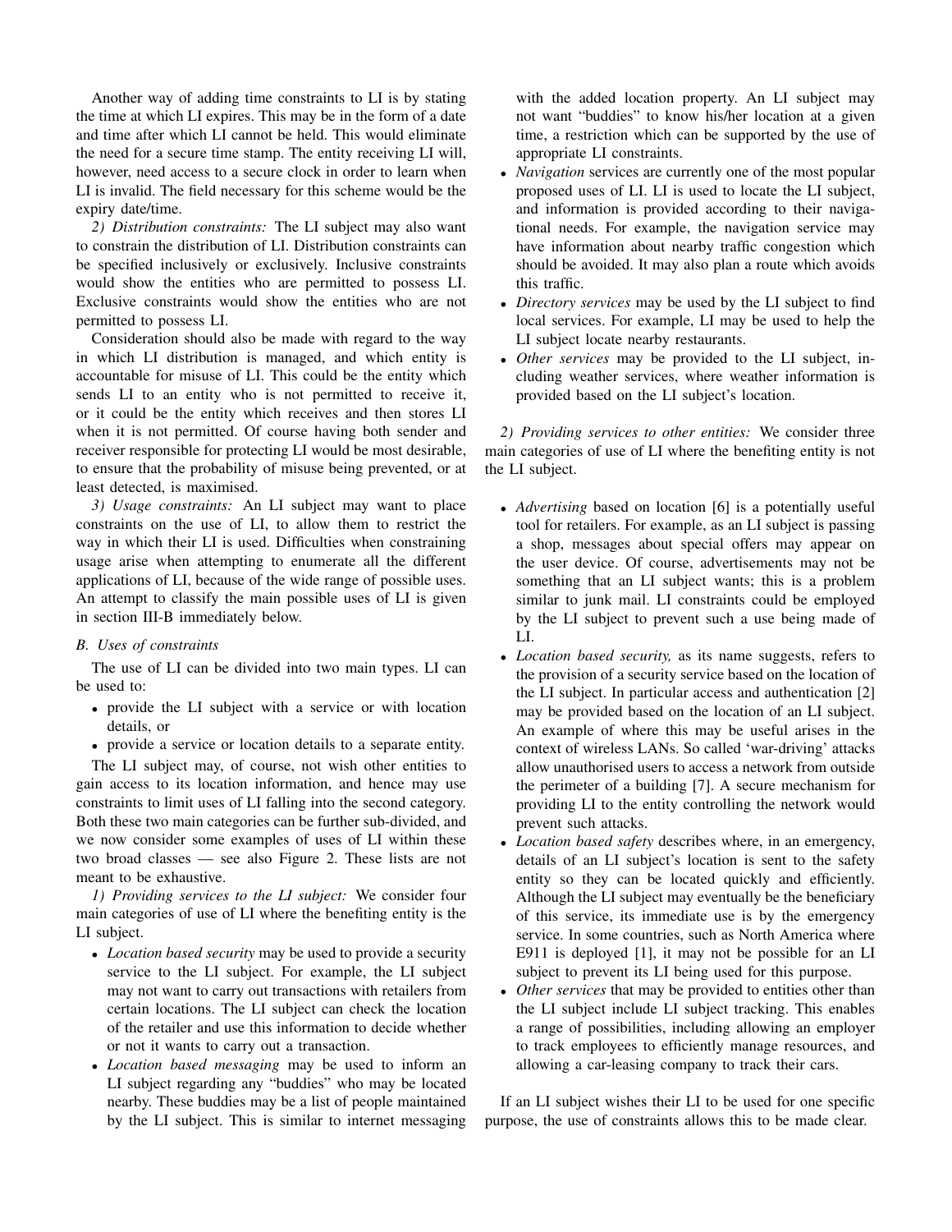Another way of adding time constraints to LI is by stating the time at which LI expires. This may be in the form of a date and time after which LI cannot be held. This would eliminate the need for a secure time stamp. The entity receiving LI will, however, need access to a secure clock in order to learn when LI is invalid. The field necessary for this scheme would be the expiry date/time.

*2) Distribution constraints:* The LI subject may also want to constrain the distribution of LI. Distribution constraints can be specified inclusively or exclusively. Inclusive constraints would show the entities who are permitted to possess LI. Exclusive constraints would show the entities who are not permitted to possess LI.

Consideration should also be made with regard to the way in which LI distribution is managed, and which entity is accountable for misuse of LI. This could be the entity which sends LI to an entity who is not permitted to receive it, or it could be the entity which receives and then stores LI when it is not permitted. Of course having both sender and receiver responsible for protecting LI would be most desirable, to ensure that the probability of misuse being prevented, or at least detected, is maximised.

*3) Usage constraints:* An LI subject may want to place constraints on the use of LI, to allow them to restrict the way in which their LI is used. Difficulties when constraining usage arise when attempting to enumerate all the different applications of LI, because of the wide range of possible uses. An attempt to classify the main possible uses of LI is given in section III-B immediately below.

### B. Uses of constraints

The use of LI can be divided into two main types. LI can be used to:

- provide the LI subject with a service or with location details, or
- provide a service or location details to a separate entity.

The LI subject may, of course, not wish other entities to gain access to its location information, and hence may use constraints to limit uses of LI falling into the second category. Both these two main categories can be further sub-divided, and we now consider some examples of uses of LI within these two broad classes — see also Figure 2. These lists are not meant to be exhaustive.

*1) Providing services to the LI subject:* We consider four main categories of use of LI where the benefiting entity is the LI subject.

- *Location based security* may be used to provide a security service to the LI subject. For example, the LI subject may not want to carry out transactions with retailers from certain locations. The LI subject can check the location of the retailer and use this information to decide whether or not it wants to carry out a transaction.
- *Location based messaging* may be used to inform an LI subject regarding any "buddies" who may be located nearby. These buddies may be a list of people maintained by the LI subject. This is similar to internet messaging with the added location property. An LI subject may not want "buddies" to know his/her location at a given time, a restriction which can be supported by the use of appropriate LI constraints.
- *Navigation* services are currently one of the most popular proposed uses of LI. LI is used to locate the LI subject, and information is provided according to their navigational needs. For example, the navigation service may have information about nearby traffic congestion which should be avoided. It may also plan a route which avoids this traffic.
- *Directory services* may be used by the LI subject to find local services. For example, LI may be used to help the LI subject locate nearby restaurants.
- *Other services* may be provided to the LI subject, including weather services, where weather information is provided based on the LI subject's location.

*2) Providing services to other entities:* We consider three main categories of use of LI where the benefiting entity is not the LI subject.

- *Advertising* based on location [6] is a potentially useful tool for retailers. For example, as an LI subject is passing a shop, messages about special offers may appear on the user device. Of course, advertisements may not be something that an LI subject wants; this is a problem similar to junk mail. LI constraints could be employed by the LI subject to prevent such a use being made of LI.
- *Location based security,* as its name suggests, refers to the provision of a security service based on the location of the LI subject. In particular access and authentication [2] may be provided based on the location of an LI subject. An example of where this may be useful arises in the context of wireless LANs. So called 'war-driving' attacks allow unauthorised users to access a network from outside the perimeter of a building [7]. A secure mechanism for providing LI to the entity controlling the network would prevent such attacks.
- *Location based safety* describes where, in an emergency, details of an LI subject's location is sent to the safety entity so they can be located quickly and efficiently. Although the LI subject may eventually be the beneficiary of this service, its immediate use is by the emergency service. In some countries, such as North America where E911 is deployed [1], it may not be possible for an LI subject to prevent its LI being used for this purpose.
- *Other services* that may be provided to entities other than the LI subject include LI subject tracking. This enables a range of possibilities, including allowing an employer to track employees to efficiently manage resources, and allowing a car-leasing company to track their cars.

If an LI subject wishes their LI to be used for one specific purpose, the use of constraints allows this to be made clear.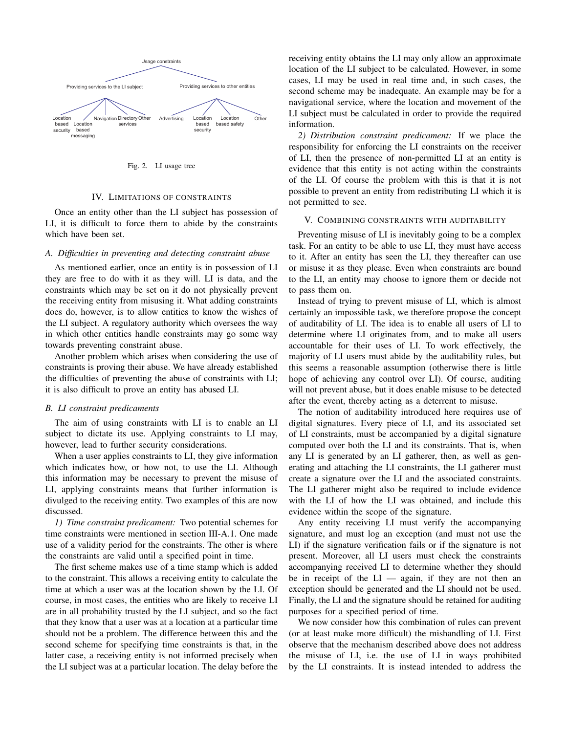Usage constraints

Providing services to the LI subject

Providing services to other entities

Location based security

Location based messaging

Navigation

Directory services

Other

Advertising

Location based security

Location based safety

Other

Fig. 2. LI usage tree

## IV. Limitations of constraints

Once an entity other than the LI subject has possession of LI, it is difficult to force them to abide by the constraints which have been set.

### A. Difficulties in preventing and detecting constraint abuse

As mentioned earlier, once an entity is in possession of LI they are free to do with it as they will. LI is data, and the constraints which may be set on it do not physically prevent the receiving entity from misusing it. What adding constraints does do, however, is to allow entities to know the wishes of the LI subject. A regulatory authority which oversees the way in which other entities handle constraints may go some way towards preventing constraint abuse.

Another problem which arises when considering the use of constraints is proving their abuse. We have already established the difficulties of preventing the abuse of constraints with LI; it is also difficult to prove an entity has abused LI.

### B. LI constraint predicaments

The aim of using constraints with LI is to enable an LI subject to dictate its use. Applying constraints to LI may, however, lead to further security considerations.

When a user applies constraints to LI, they give information which indicates how, or how not, to use the LI. Although this information may be necessary to prevent the misuse of LI, applying constraints means that further information is divulged to the receiving entity. Two examples of this are now discussed.

*1) Time constraint predicament:* Two potential schemes for time constraints were mentioned in section III-A.1. One made use of a validity period for the constraints. The other is where the constraints are valid until a specified point in time.

The first scheme makes use of a time stamp which is added to the constraint. This allows a receiving entity to calculate the time at which a user was at the location shown by the LI. Of course, in most cases, the entities who are likely to receive LI are in all probability trusted by the LI subject, and so the fact that they know that a user was at a location at a particular time should not be a problem. The difference between this and the second scheme for specifying time constraints is that, in the latter case, a receiving entity is not informed precisely when the LI subject was at a particular location. The delay before the receiving entity obtains the LI may only allow an approximate location of the LI subject to be calculated. However, in some cases, LI may be used in real time and, in such cases, the second scheme may be inadequate. An example may be for a navigational service, where the location and movement of the LI subject must be calculated in order to provide the required information.

*2) Distribution constraint predicament:* If we place the responsibility for enforcing the LI constraints on the receiver of LI, then the presence of non-permitted LI at an entity is evidence that this entity is not acting within the constraints of the LI. Of course the problem with this is that it is not possible to prevent an entity from redistributing LI which it is not permitted to see.

## V. Combining constraints with auditability

Preventing misuse of LI is inevitably going to be a complex task. For an entity to be able to use LI, they must have access to it. After an entity has seen the LI, they thereafter can use or misuse it as they please. Even when constraints are bound to the LI, an entity may choose to ignore them or decide not to pass them on.

Instead of trying to prevent misuse of LI, which is almost certainly an impossible task, we therefore propose the concept of auditability of LI. The idea is to enable all users of LI to determine where LI originates from, and to make all users accountable for their uses of LI. To work effectively, the majority of LI users must abide by the auditability rules, but this seems a reasonable assumption (otherwise there is little hope of achieving any control over LI). Of course, auditing will not prevent abuse, but it does enable misuse to be detected after the event, thereby acting as a deterrent to misuse.

The notion of auditability introduced here requires use of digital signatures. Every piece of LI, and its associated set of LI constraints, must be accompanied by a digital signature computed over both the LI and its constraints. That is, when any LI is generated by an LI gatherer, then, as well as generating and attaching the LI constraints, the LI gatherer must create a signature over the LI and the associated constraints. The LI gatherer might also be required to include evidence with the LI of how the LI was obtained, and include this evidence within the scope of the signature.

Any entity receiving LI must verify the accompanying signature, and must log an exception (and must not use the LI) if the signature verification fails or if the signature is not present. Moreover, all LI users must check the constraints accompanying received LI to determine whether they should be in receipt of the LI — again, if they are not then an exception should be generated and the LI should not be used. Finally, the LI and the signature should be retained for auditing purposes for a specified period of time.

We now consider how this combination of rules can prevent (or at least make more difficult) the mishandling of LI. First observe that the mechanism described above does not address the misuse of LI, i.e. the use of LI in ways prohibited by the LI constraints. It is instead intended to address the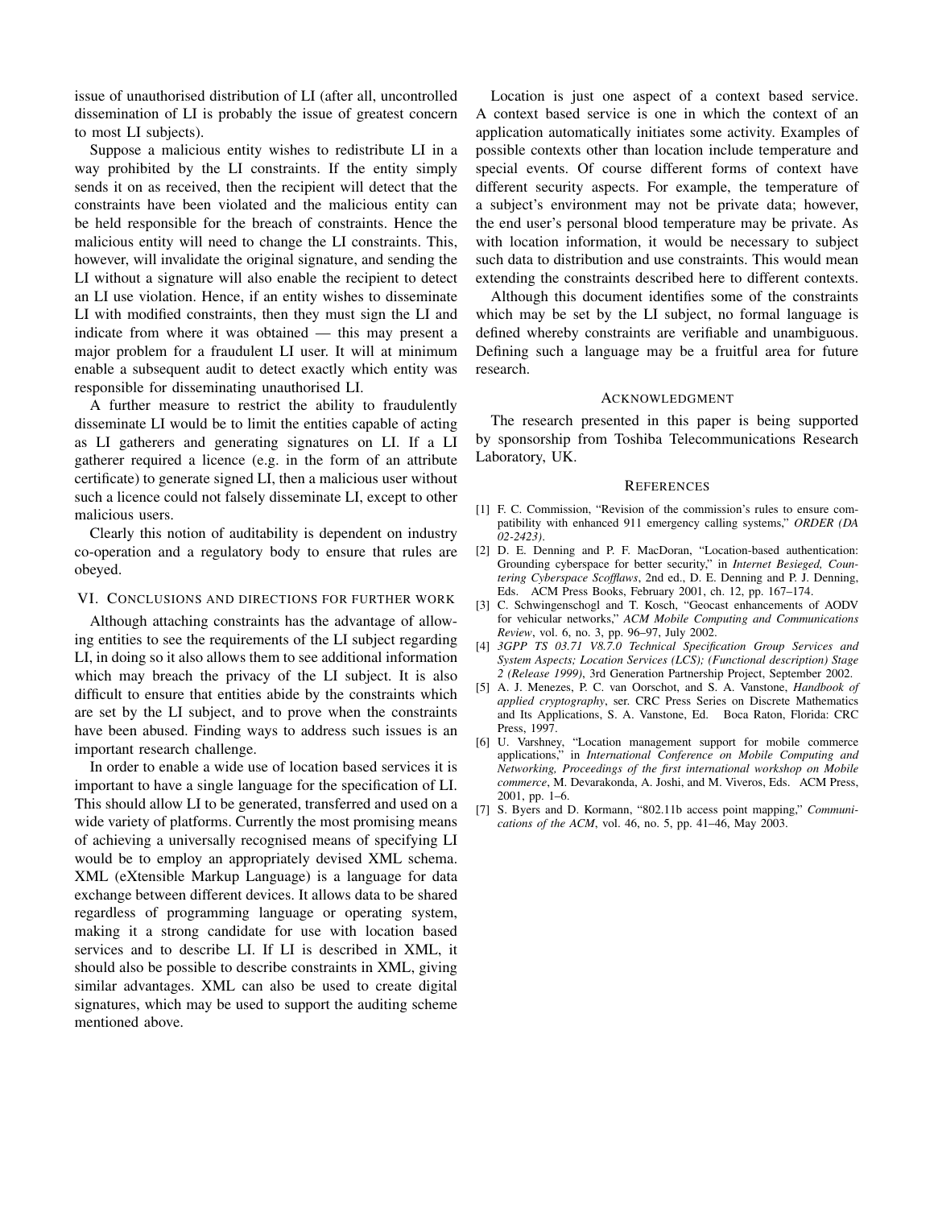issue of unauthorised distribution of LI (after all, uncontrolled dissemination of LI is probably the issue of greatest concern to most LI subjects).

Suppose a malicious entity wishes to redistribute LI in a way prohibited by the LI constraints. If the entity simply sends it on as received, then the recipient will detect that the constraints have been violated and the malicious entity can be held responsible for the breach of constraints. Hence the malicious entity will need to change the LI constraints. This, however, will invalidate the original signature, and sending the LI without a signature will also enable the recipient to detect an LI use violation. Hence, if an entity wishes to disseminate LI with modified constraints, then they must sign the LI and indicate from where it was obtained — this may present a major problem for a fraudulent LI user. It will at minimum enable a subsequent audit to detect exactly which entity was responsible for disseminating unauthorised LI.

A further measure to restrict the ability to fraudulently disseminate LI would be to limit the entities capable of acting as LI gatherers and generating signatures on LI. If a LI gatherer required a licence (e.g. in the form of an attribute certificate) to generate signed LI, then a malicious user without such a licence could not falsely disseminate LI, except to other malicious users.

Clearly this notion of auditability is dependent on industry co-operation and a regulatory body to ensure that rules are obeyed.

## VI. Conclusions and directions for further work

Although attaching constraints has the advantage of allowing entities to see the requirements of the LI subject regarding LI, in doing so it also allows them to see additional information which may breach the privacy of the LI subject. It is also difficult to ensure that entities abide by the constraints which are set by the LI subject, and to prove when the constraints have been abused. Finding ways to address such issues is an important research challenge.

In order to enable a wide use of location based services it is important to have a single language for the specification of LI. This should allow LI to be generated, transferred and used on a wide variety of platforms. Currently the most promising means of achieving a universally recognised means of specifying LI would be to employ an appropriately devised XML schema. XML (eXtensible Markup Language) is a language for data exchange between different devices. It allows data to be shared regardless of programming language or operating system, making it a strong candidate for use with location based services and to describe LI. If LI is described in XML, it should also be possible to describe constraints in XML, giving similar advantages. XML can also be used to create digital signatures, which may be used to support the auditing scheme mentioned above.

Location is just one aspect of a context based service. A context based service is one in which the context of an application automatically initiates some activity. Examples of possible contexts other than location include temperature and special events. Of course different forms of context have different security aspects. For example, the temperature of a subject's environment may not be private data; however, the end user's personal blood temperature may be private. As with location information, it would be necessary to subject such data to distribution and use constraints. This would mean extending the constraints described here to different contexts.

Although this document identifies some of the constraints which may be set by the LI subject, no formal language is defined whereby constraints are verifiable and unambiguous. Defining such a language may be a fruitful area for future research.

## Acknowledgment

The research presented in this paper is being supported by sponsorship from Toshiba Telecommunications Research Laboratory, UK.

## References

[1] F. C. Commission, "Revision of the commission's rules to ensure compatibility with enhanced 911 emergency calling systems," *ORDER (DA 02-2423)*.

[2] D. E. Denning and P. F. MacDoran, "Location-based authentication: Grounding cyberspace for better security," in *Internet Besieged, Countering Cyberspace Scofflaws*, 2nd ed., D. E. Denning and P. J. Denning, Eds. ACM Press Books, February 2001, ch. 12, pp. 167–174.

[3] C. Schwingenschogl and T. Kosch, "Geocast enhancements of AODV for vehicular networks," *ACM Mobile Computing and Communications Review*, vol. 6, no. 3, pp. 96–97, July 2002.

[4] *3GPP TS 03.71 V8.7.0 Technical Specification Group Services and System Aspects; Location Services (LCS); (Functional description) Stage 2 (Release 1999)*, 3rd Generation Partnership Project, September 2002.

[5] A. J. Menezes, P. C. van Oorschot, and S. A. Vanstone, *Handbook of applied cryptography*, ser. CRC Press Series on Discrete Mathematics and Its Applications, S. A. Vanstone, Ed. Boca Raton, Florida: CRC Press, 1997.

[6] U. Varshney, "Location management support for mobile commerce applications," in *International Conference on Mobile Computing and Networking, Proceedings of the first international workshop on Mobile commerce*, M. Devarakonda, A. Joshi, and M. Viveros, Eds. ACM Press, 2001, pp. 1–6.

[7] S. Byers and D. Kormann, "802.11b access point mapping," *Communications of the ACM*, vol. 46, no. 5, pp. 41–46, May 2003.